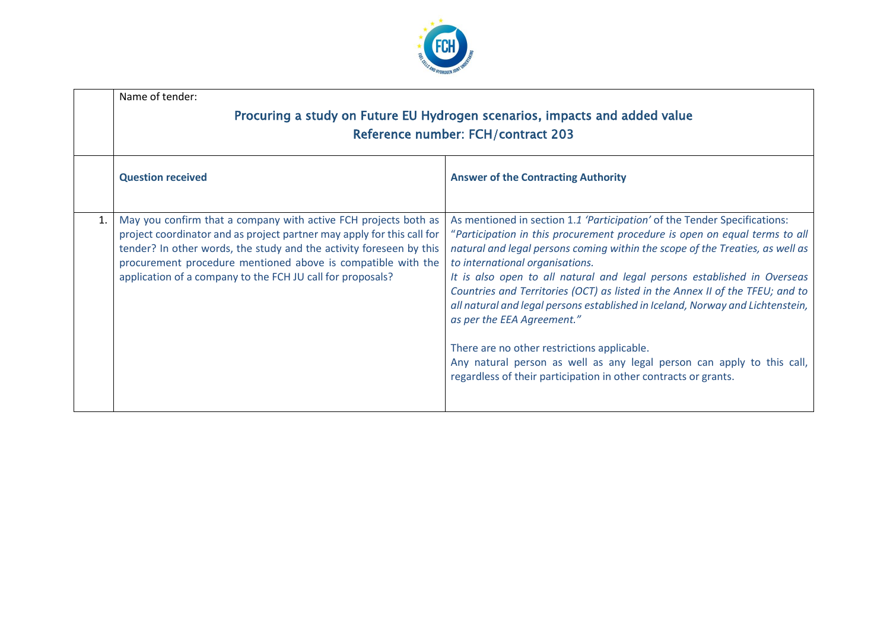| | Name of tender: **Procuring a study on Future EU Hydrogen scenarios, impacts and added value** **Reference number: FCH/contract 203** | |
|---|---|---|
| | **Question received** | **Answer of the Contracting Authority** |
| 1. | May you confirm that a company with active FCH projects both as project coordinator and as project partner may apply for this call for tender? In other words, the study and the activity foreseen by this procurement procedure mentioned above is compatible with the application of a company to the FCH JU call for proposals? | As mentioned in section 1.*1 'Participation'* of the Tender Specifications: "*Participation in this procurement procedure is open on equal terms to all natural and legal persons coming within the scope of the Treaties, as well as to international organisations.* *It is also open to all natural and legal persons established in Overseas Countries and Territories (OCT) as listed in the Annex II of the TFEU; and to all natural and legal persons established in Iceland, Norway and Lichtenstein, as per the EEA Agreement."* There are no other restrictions applicable. Any natural person as well as any legal person can apply to this call, regardless of their participation in other contracts or grants. |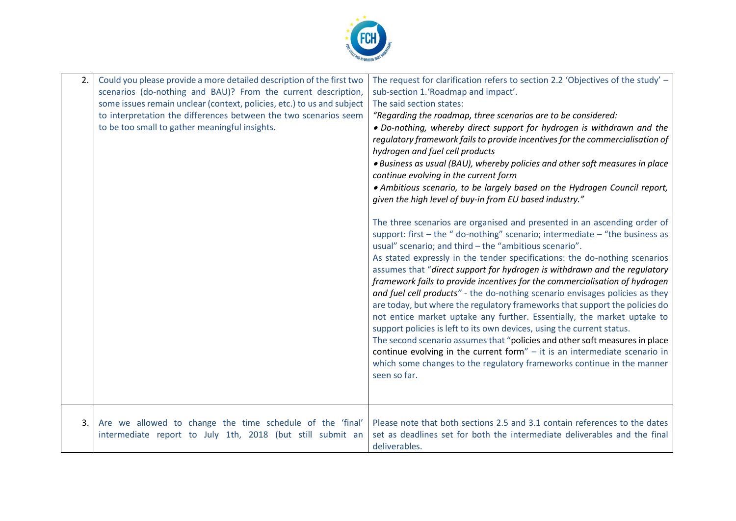| | | |
|---|---|---|
| 2. | Could you please provide a more detailed description of the first two scenarios (do-nothing and BAU)? From the current description, some issues remain unclear (context, policies, etc.) to us and subject to interpretation the differences between the two scenarios seem to be too small to gather meaningful insights. | The request for clarification refers to section 2.2 'Objectives of the study' – sub-section 1.'Roadmap and impact'.<br>The said section states:<br>*"Regarding the roadmap, three scenarios are to be considered:*<br>• *Do-nothing, whereby direct support for hydrogen is withdrawn and the regulatory framework fails to provide incentives for the commercialisation of hydrogen and fuel cell products*<br>• *Business as usual (BAU), whereby policies and other soft measures in place continue evolving in the current form*<br>• *Ambitious scenario, to be largely based on the Hydrogen Council report, given the high level of buy-in from EU based industry."*<br><br>The three scenarios are organised and presented in an ascending order of support: first – the " do-nothing" scenario; intermediate – "the business as usual" scenario; and third – the "ambitious scenario".<br>As stated expressly in the tender specifications: the do-nothing scenarios assumes that "*direct support for hydrogen is withdrawn and the regulatory framework fails to provide incentives for the commercialisation of hydrogen and fuel cell products"* - the do-nothing scenario envisages policies as they are today, but where the regulatory frameworks that support the policies do not entice market uptake any further. Essentially, the market uptake to support policies is left to its own devices, using the current status.<br>The second scenario assumes that "policies and other soft measures in place continue evolving in the current form" – it is an intermediate scenario in which some changes to the regulatory frameworks continue in the manner seen so far. |
| 3. | Are we allowed to change the time schedule of the 'final' intermediate report to July 1th, 2018 (but still submit an | Please note that both sections 2.5 and 3.1 contain references to the dates set as deadlines set for both the intermediate deliverables and the final deliverables. |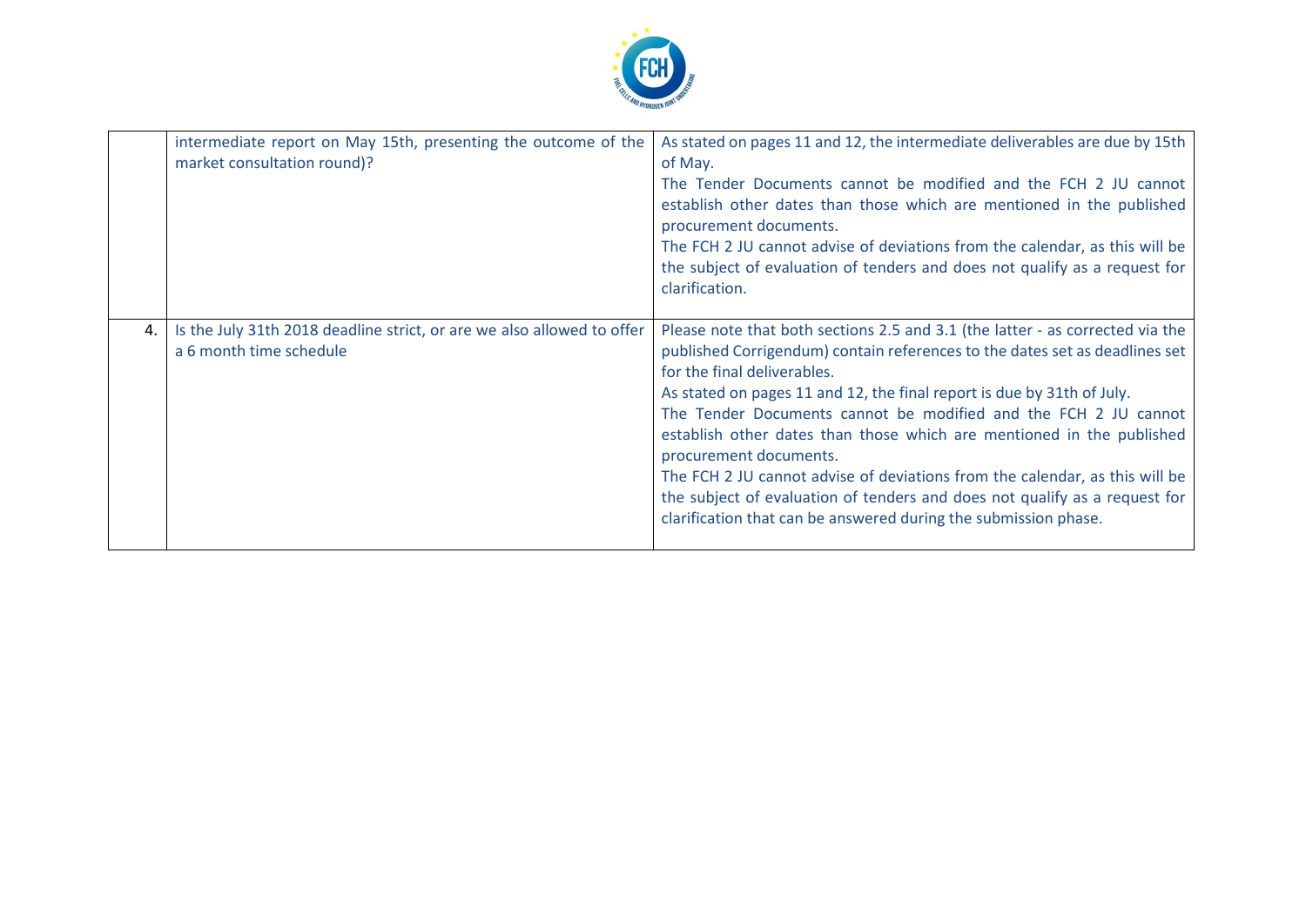| | | |
|---|---|---|
| | intermediate report on May 15th, presenting the outcome of the market consultation round)? | As stated on pages 11 and 12, the intermediate deliverables are due by 15th of May.<br>The Tender Documents cannot be modified and the FCH 2 JU cannot establish other dates than those which are mentioned in the published procurement documents.<br>The FCH 2 JU cannot advise of deviations from the calendar, as this will be the subject of evaluation of tenders and does not qualify as a request for clarification. |
| 4. | Is the July 31th 2018 deadline strict, or are we also allowed to offer a 6 month time schedule | Please note that both sections 2.5 and 3.1 (the latter - as corrected via the published Corrigendum) contain references to the dates set as deadlines set for the final deliverables.<br>As stated on pages 11 and 12, the final report is due by 31th of July.<br>The Tender Documents cannot be modified and the FCH 2 JU cannot establish other dates than those which are mentioned in the published procurement documents.<br>The FCH 2 JU cannot advise of deviations from the calendar, as this will be the subject of evaluation of tenders and does not qualify as a request for clarification that can be answered during the submission phase. |